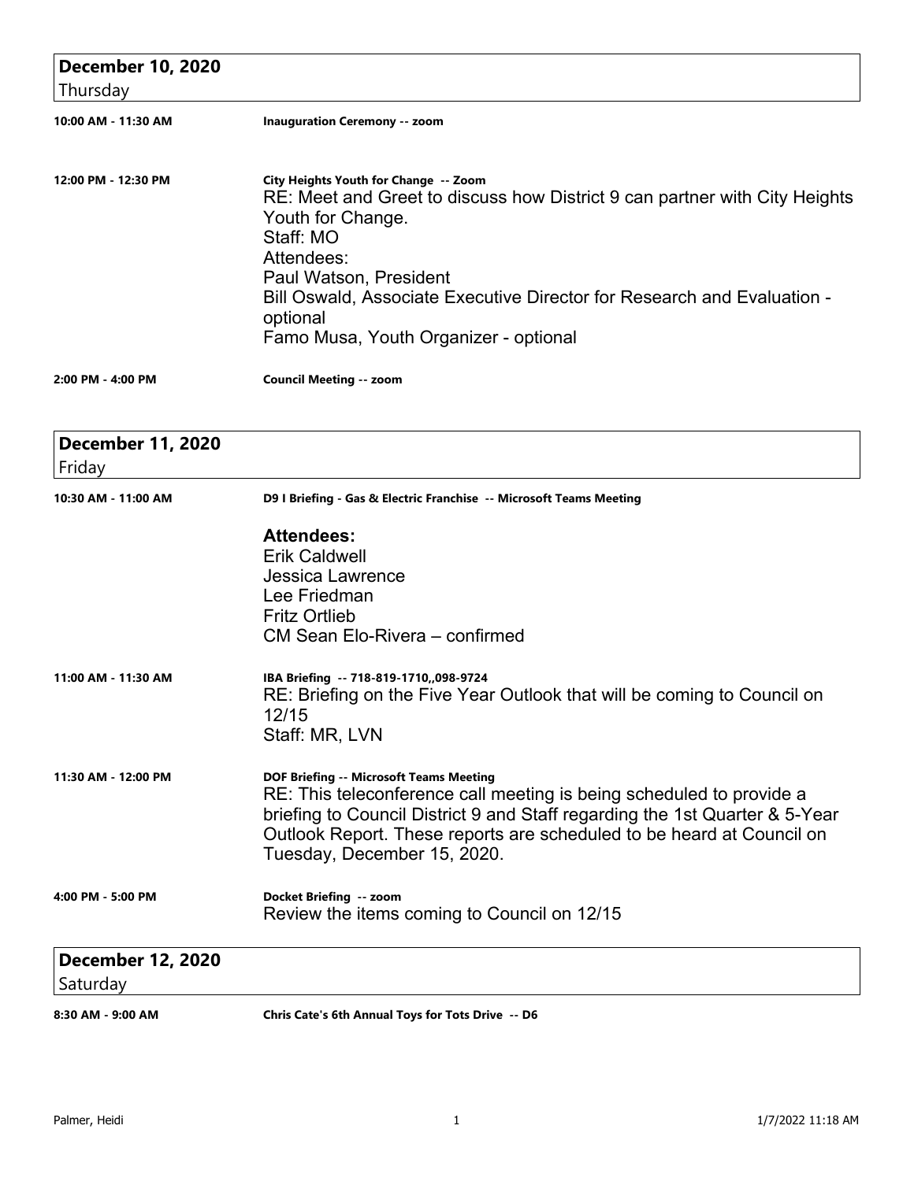## December 10, 2020
Thursday

**10:00 AM - 11:30 AM** — **Inauguration Ceremony -- zoom**

**12:00 PM - 12:30 PM** — **City Heights Youth for Change -- Zoom**

RE: Meet and Greet to discuss how District 9 can partner with City Heights Youth for Change.
Staff: MO
Attendees:
Paul Watson, President
Bill Oswald, Associate Executive Director for Research and Evaluation - optional
Famo Musa, Youth Organizer - optional

**2:00 PM - 4:00 PM** — **Council Meeting -- zoom**

## December 11, 2020
Friday

**10:30 AM - 11:00 AM** — **D9 I Briefing - Gas & Electric Franchise -- Microsoft Teams Meeting**

**Attendees:**
Erik Caldwell
Jessica Lawrence
Lee Friedman
Fritz Ortlieb
CM Sean Elo-Rivera – confirmed

**11:00 AM - 11:30 AM** — **IBA Briefing -- 718-819-1710,,098-9724**

RE: Briefing on the Five Year Outlook that will be coming to Council on 12/15
Staff: MR, LVN

**11:30 AM - 12:00 PM** — **DOF Briefing -- Microsoft Teams Meeting**

RE: This teleconference call meeting is being scheduled to provide a briefing to Council District 9 and Staff regarding the 1st Quarter & 5-Year Outlook Report. These reports are scheduled to be heard at Council on Tuesday, December 15, 2020.

**4:00 PM - 5:00 PM** — **Docket Briefing -- zoom**

Review the items coming to Council on 12/15

## December 12, 2020
Saturday

**8:30 AM - 9:00 AM** — **Chris Cate's 6th Annual Toys for Tots Drive -- D6**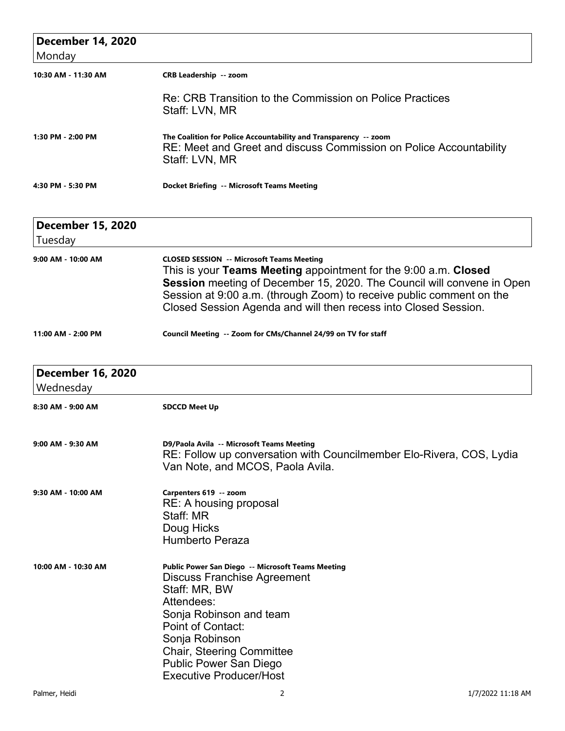## December 14, 2020
Monday

**10:30 AM - 11:30 AM** — **CRB Leadership -- zoom**

Re: CRB Transition to the Commission on Police Practices
Staff: LVN, MR

**1:30 PM - 2:00 PM** — **The Coalition for Police Accountability and Transparency -- zoom**

RE: Meet and Greet and discuss Commission on Police Accountability
Staff: LVN, MR

**4:30 PM - 5:30 PM** — **Docket Briefing -- Microsoft Teams Meeting**

## December 15, 2020
Tuesday

**9:00 AM - 10:00 AM** — **CLOSED SESSION -- Microsoft Teams Meeting**

This is your **Teams Meeting** appointment for the 9:00 a.m. **Closed Session** meeting of December 15, 2020. The Council will convene in Open Session at 9:00 a.m. (through Zoom) to receive public comment on the Closed Session Agenda and will then recess into Closed Session.

**11:00 AM - 2:00 PM** — **Council Meeting -- Zoom for CMs/Channel 24/99 on TV for staff**

## December 16, 2020
Wednesday

**8:30 AM - 9:00 AM** — **SDCCD Meet Up**

**9:00 AM - 9:30 AM** — **D9/Paola Avila -- Microsoft Teams Meeting**

RE: Follow up conversation with Councilmember Elo-Rivera, COS, Lydia Van Note, and MCOS, Paola Avila.

**9:30 AM - 10:00 AM** — **Carpenters 619 -- zoom**

RE: A housing proposal
Staff: MR
Doug Hicks
Humberto Peraza

**10:00 AM - 10:30 AM** — **Public Power San Diego -- Microsoft Teams Meeting**

Discuss Franchise Agreement
Staff: MR, BW
Attendees:
Sonja Robinson and team
Point of Contact:
Sonja Robinson
Chair, Steering Committee
Public Power San Diego
Executive Producer/Host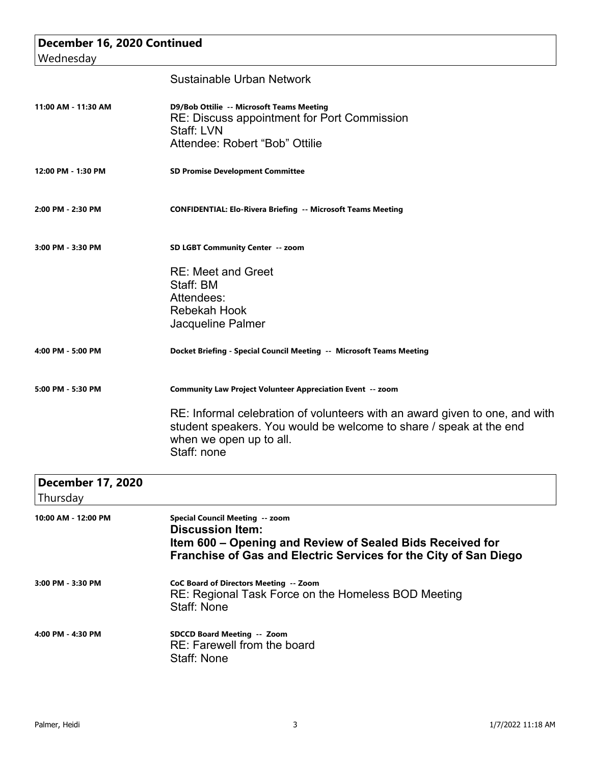## December 16, 2020 Continued

Wednesday

Sustainable Urban Network

**11:00 AM - 11:30 AM** | **D9/Bob Ottilie -- Microsoft Teams Meeting**

RE: Discuss appointment for Port Commission
Staff: LVN
Attendee: Robert “Bob” Ottilie

**12:00 PM - 1:30 PM** | **SD Promise Development Committee**

**2:00 PM - 2:30 PM** | **CONFIDENTIAL: Elo-Rivera Briefing -- Microsoft Teams Meeting**

**3:00 PM - 3:30 PM** | **SD LGBT Community Center -- zoom**

RE: Meet and Greet
Staff: BM
Attendees:
Rebekah Hook
Jacqueline Palmer

**4:00 PM - 5:00 PM** | **Docket Briefing - Special Council Meeting -- Microsoft Teams Meeting**

**5:00 PM - 5:30 PM** | **Community Law Project Volunteer Appreciation Event -- zoom**

RE: Informal celebration of volunteers with an award given to one, and with student speakers. You would be welcome to share / speak at the end when we open up to all.
Staff: none

## December 17, 2020

Thursday

**10:00 AM - 12:00 PM** | **Special Council Meeting -- zoom**

**Discussion Item:**
**Item 600 – Opening and Review of Sealed Bids Received for Franchise of Gas and Electric Services for the City of San Diego**

**3:00 PM - 3:30 PM** | **CoC Board of Directors Meeting -- Zoom**

RE: Regional Task Force on the Homeless BOD Meeting
Staff: None

**4:00 PM - 4:30 PM** | **SDCCD Board Meeting -- Zoom**

RE: Farewell from the board
Staff: None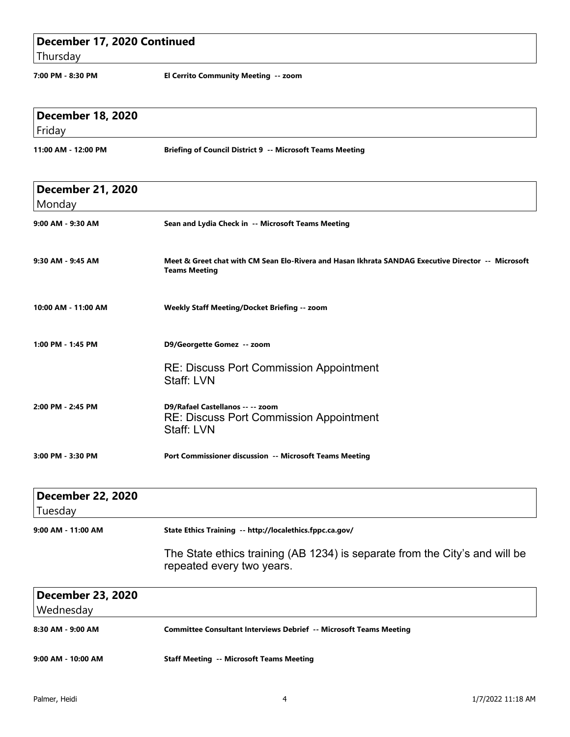## December 17, 2020 Continued
Thursday

**7:00 PM - 8:30 PM** — **El Cerrito Community Meeting -- zoom**

## December 18, 2020
Friday

**11:00 AM - 12:00 PM** — **Briefing of Council District 9 -- Microsoft Teams Meeting**

## December 21, 2020
Monday

**9:00 AM - 9:30 AM** — **Sean and Lydia Check in -- Microsoft Teams Meeting**

**9:30 AM - 9:45 AM** — **Meet & Greet chat with CM Sean Elo-Rivera and Hasan Ikhrata SANDAG Executive Director -- Microsoft Teams Meeting**

**10:00 AM - 11:00 AM** — **Weekly Staff Meeting/Docket Briefing -- zoom**

**1:00 PM - 1:45 PM** — **D9/Georgette Gomez -- zoom**

RE: Discuss Port Commission Appointment
Staff: LVN

**2:00 PM - 2:45 PM** — **D9/Rafael Castellanos -- -- zoom**

RE: Discuss Port Commission Appointment
Staff: LVN

**3:00 PM - 3:30 PM** — **Port Commissioner discussion -- Microsoft Teams Meeting**

## December 22, 2020
Tuesday

**9:00 AM - 11:00 AM** — **State Ethics Training -- http://localethics.fppc.ca.gov/**

The State ethics training (AB 1234) is separate from the City's and will be repeated every two years.

## December 23, 2020
Wednesday

**8:30 AM - 9:00 AM** — **Committee Consultant Interviews Debrief -- Microsoft Teams Meeting**

**9:00 AM - 10:00 AM** — **Staff Meeting -- Microsoft Teams Meeting**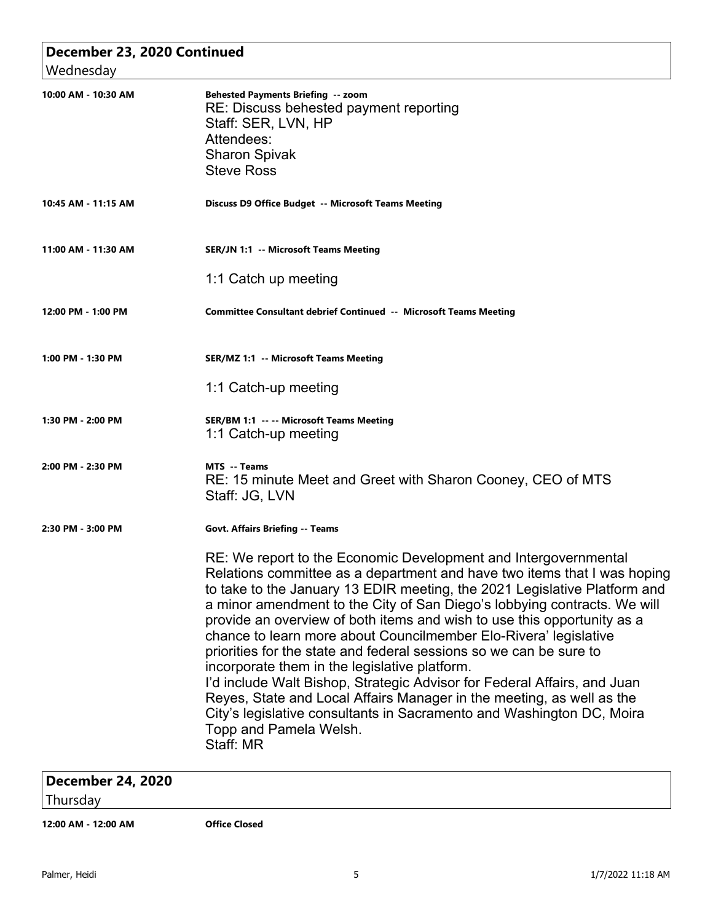## December 23, 2020 Continued

Wednesday

**10:00 AM - 10:30 AM** — **Behested Payments Briefing -- zoom**

RE: Discuss behested payment reporting
Staff: SER, LVN, HP
Attendees:
Sharon Spivak
Steve Ross

**10:45 AM - 11:15 AM** — **Discuss D9 Office Budget -- Microsoft Teams Meeting**

**11:00 AM - 11:30 AM** — **SER/JN 1:1 -- Microsoft Teams Meeting**

1:1 Catch up meeting

**12:00 PM - 1:00 PM** — **Committee Consultant debrief Continued -- Microsoft Teams Meeting**

**1:00 PM - 1:30 PM** — **SER/MZ 1:1 -- Microsoft Teams Meeting**

1:1 Catch-up meeting

**1:30 PM - 2:00 PM** — **SER/BM 1:1 -- -- Microsoft Teams Meeting**

1:1 Catch-up meeting

**2:00 PM - 2:30 PM** — **MTS -- Teams**

RE: 15 minute Meet and Greet with Sharon Cooney, CEO of MTS
Staff: JG, LVN

**2:30 PM - 3:00 PM** — **Govt. Affairs Briefing -- Teams**

RE: We report to the Economic Development and Intergovernmental Relations committee as a department and have two items that I was hoping to take to the January 13 EDIR meeting, the 2021 Legislative Platform and a minor amendment to the City of San Diego's lobbying contracts. We will provide an overview of both items and wish to use this opportunity as a chance to learn more about Councilmember Elo-Rivera' legislative priorities for the state and federal sessions so we can be sure to incorporate them in the legislative platform.
I'd include Walt Bishop, Strategic Advisor for Federal Affairs, and Juan Reyes, State and Local Affairs Manager in the meeting, as well as the City's legislative consultants in Sacramento and Washington DC, Moira Topp and Pamela Welsh.
Staff: MR

## December 24, 2020

Thursday

**12:00 AM - 12:00 AM** — **Office Closed**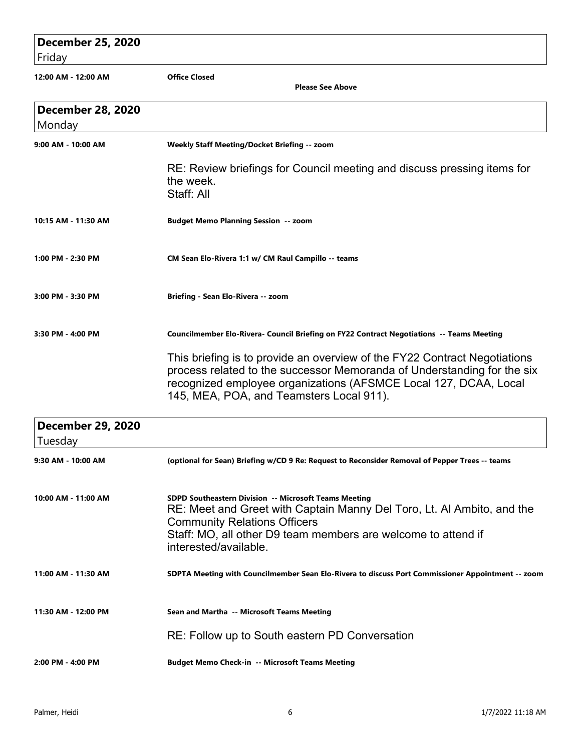## December 25, 2020
Friday

**12:00 AM - 12:00 AM** — **Office Closed**

**Please See Above**

## December 28, 2020
Monday

**9:00 AM - 10:00 AM** — **Weekly Staff Meeting/Docket Briefing -- zoom**

RE: Review briefings for Council meeting and discuss pressing items for the week.
Staff: All

**10:15 AM - 11:30 AM** — **Budget Memo Planning Session -- zoom**

**1:00 PM - 2:30 PM** — **CM Sean Elo-Rivera 1:1 w/ CM Raul Campillo -- teams**

**3:00 PM - 3:30 PM** — **Briefing - Sean Elo-Rivera -- zoom**

**3:30 PM - 4:00 PM** — **Councilmember Elo-Rivera- Council Briefing on FY22 Contract Negotiations -- Teams Meeting**

This briefing is to provide an overview of the FY22 Contract Negotiations process related to the successor Memoranda of Understanding for the six recognized employee organizations (AFSMCE Local 127, DCAA, Local 145, MEA, POA, and Teamsters Local 911).

## December 29, 2020
Tuesday

**9:30 AM - 10:00 AM** — **(optional for Sean) Briefing w/CD 9 Re: Request to Reconsider Removal of Pepper Trees -- teams**

**10:00 AM - 11:00 AM** — **SDPD Southeastern Division -- Microsoft Teams Meeting**

RE: Meet and Greet with Captain Manny Del Toro, Lt. Al Ambito, and the Community Relations Officers
Staff: MO, all other D9 team members are welcome to attend if interested/available.

**11:00 AM - 11:30 AM** — **SDPTA Meeting with Councilmember Sean Elo-Rivera to discuss Port Commissioner Appointment -- zoom**

**11:30 AM - 12:00 PM** — **Sean and Martha -- Microsoft Teams Meeting**

RE: Follow up to South eastern PD Conversation

**2:00 PM - 4:00 PM** — **Budget Memo Check-in -- Microsoft Teams Meeting**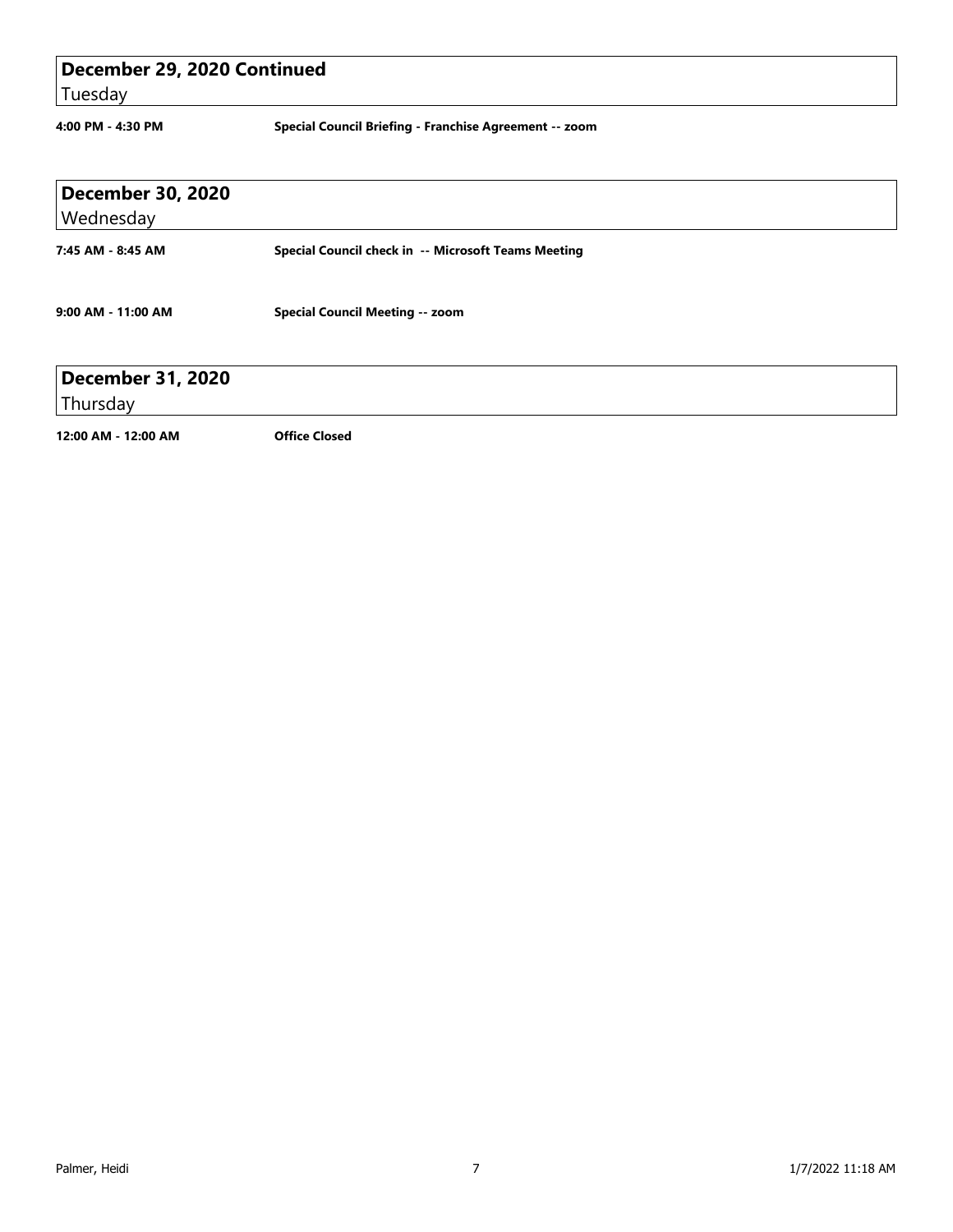## December 29, 2020 Continued

Tuesday

**4:00 PM - 4:30 PM** **Special Council Briefing - Franchise Agreement -- zoom**

## December 30, 2020

Wednesday

**7:45 AM - 8:45 AM** **Special Council check in -- Microsoft Teams Meeting**

**9:00 AM - 11:00 AM** **Special Council Meeting -- zoom**

## December 31, 2020

Thursday

**12:00 AM - 12:00 AM** **Office Closed**